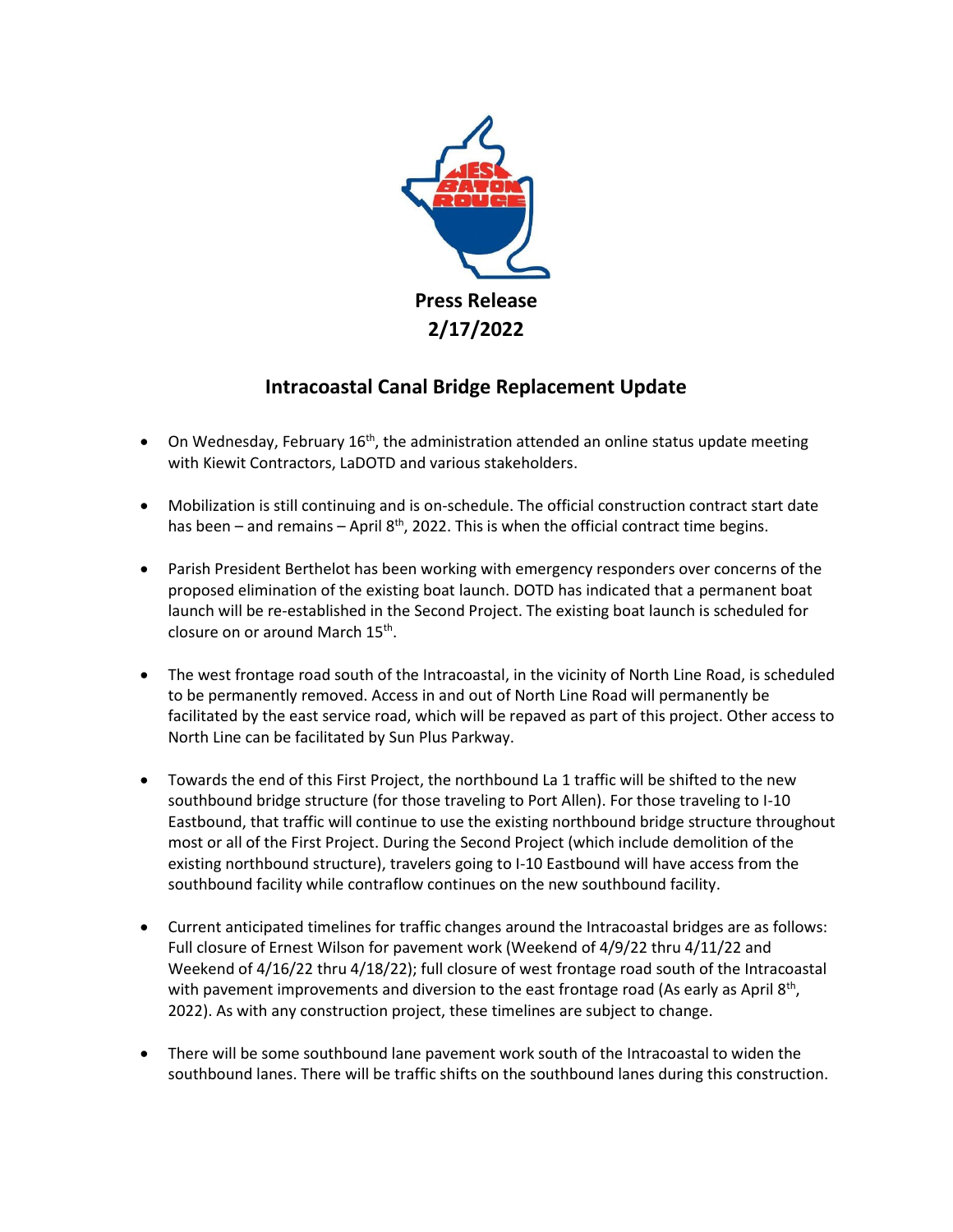**Press Release**
**2/17/2022**

# Intracoastal Canal Bridge Replacement Update

- On Wednesday, February 16th, the administration attended an online status update meeting with Kiewit Contractors, LaDOTD and various stakeholders.

- Mobilization is still continuing and is on-schedule. The official construction contract start date has been – and remains – April 8th, 2022. This is when the official contract time begins.

- Parish President Berthelot has been working with emergency responders over concerns of the proposed elimination of the existing boat launch. DOTD has indicated that a permanent boat launch will be re-established in the Second Project. The existing boat launch is scheduled for closure on or around March 15th.

- The west frontage road south of the Intracoastal, in the vicinity of North Line Road, is scheduled to be permanently removed. Access in and out of North Line Road will permanently be facilitated by the east service road, which will be repaved as part of this project. Other access to North Line can be facilitated by Sun Plus Parkway.

- Towards the end of this First Project, the northbound La 1 traffic will be shifted to the new southbound bridge structure (for those traveling to Port Allen). For those traveling to I-10 Eastbound, that traffic will continue to use the existing northbound bridge structure throughout most or all of the First Project. During the Second Project (which include demolition of the existing northbound structure), travelers going to I-10 Eastbound will have access from the southbound facility while contraflow continues on the new southbound facility.

- Current anticipated timelines for traffic changes around the Intracoastal bridges are as follows: Full closure of Ernest Wilson for pavement work (Weekend of 4/9/22 thru 4/11/22 and Weekend of 4/16/22 thru 4/18/22); full closure of west frontage road south of the Intracoastal with pavement improvements and diversion to the east frontage road (As early as April 8th, 2022). As with any construction project, these timelines are subject to change.

- There will be some southbound lane pavement work south of the Intracoastal to widen the southbound lanes. There will be traffic shifts on the southbound lanes during this construction.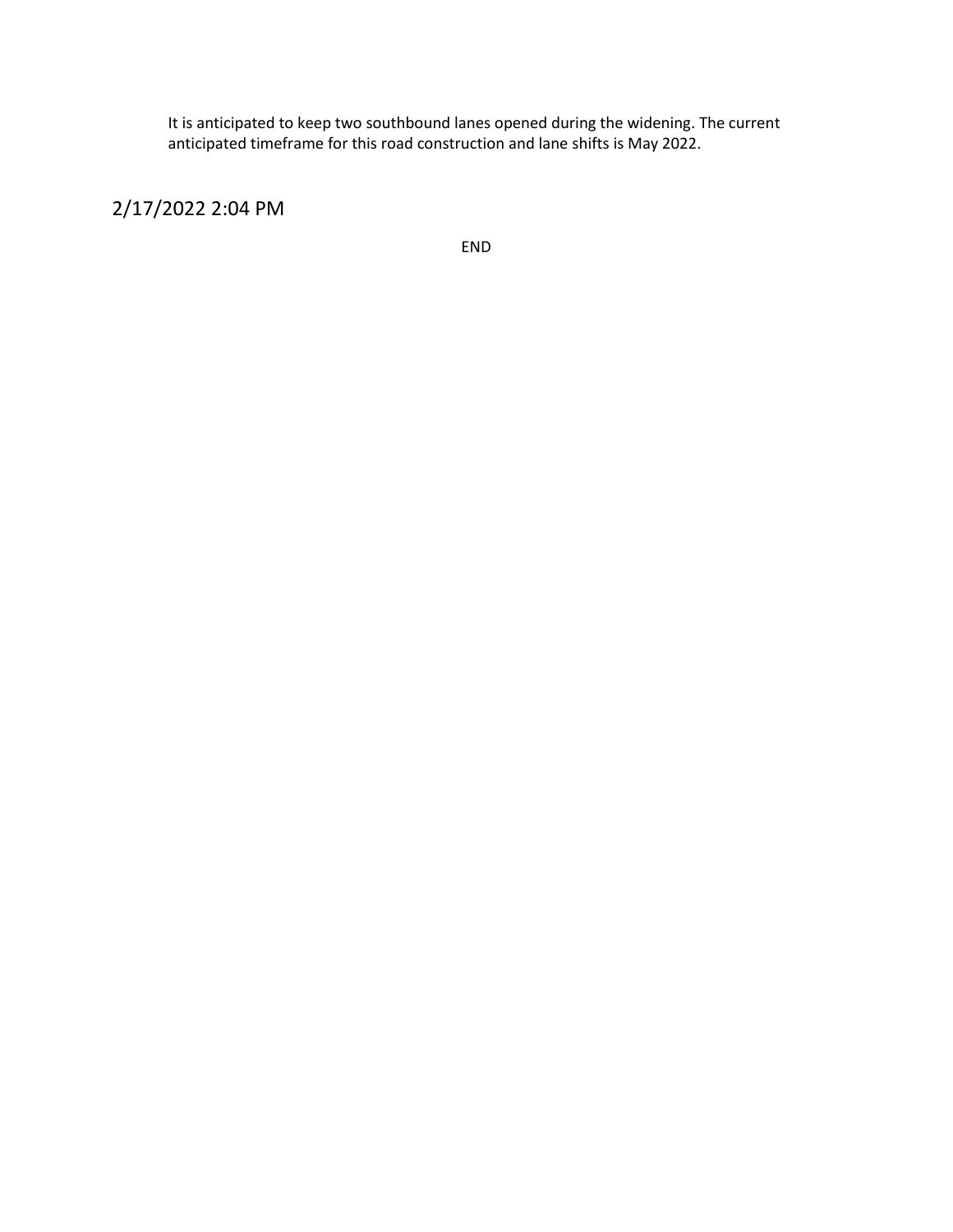It is anticipated to keep two southbound lanes opened during the widening. The current anticipated timeframe for this road construction and lane shifts is May 2022.

2/17/2022 2:04 PM

END